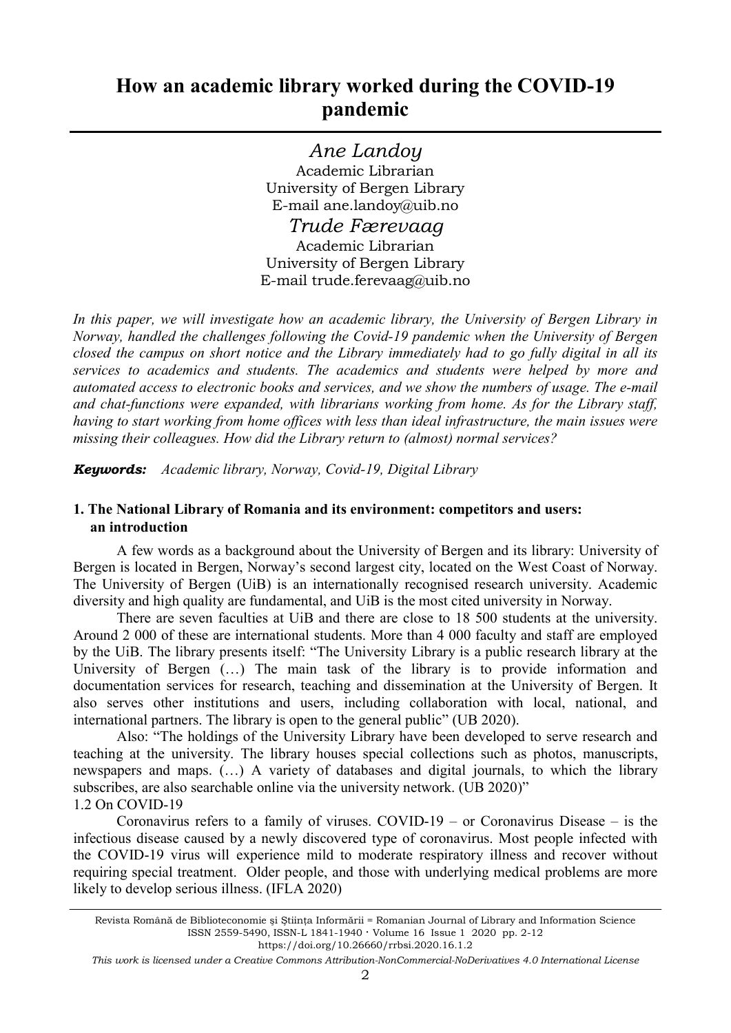# How an academic library worked during the COVID-19 pandemic

*Ane Landoy*
Academic Librarian
University of Bergen Library
E-mail ane.landoy@uib.no

*Trude Færevaag*
Academic Librarian
University of Bergen Library
E-mail trude.ferevaag@uib.no

*In this paper, we will investigate how an academic library, the University of Bergen Library in Norway, handled the challenges following the Covid-19 pandemic when the University of Bergen closed the campus on short notice and the Library immediately had to go fully digital in all its services to academics and students. The academics and students were helped by more and automated access to electronic books and services, and we show the numbers of usage. The e-mail and chat-functions were expanded, with librarians working from home. As for the Library staff, having to start working from home offices with less than ideal infrastructure, the main issues were missing their colleagues. How did the Library return to (almost) normal services?*

***Keywords:*** *Academic library, Norway, Covid-19, Digital Library*

## 1. The National Library of Romania and its environment: competitors and users: an introduction

A few words as a background about the University of Bergen and its library: University of Bergen is located in Bergen, Norway's second largest city, located on the West Coast of Norway. The University of Bergen (UiB) is an internationally recognised research university. Academic diversity and high quality are fundamental, and UiB is the most cited university in Norway.

There are seven faculties at UiB and there are close to 18 500 students at the university. Around 2 000 of these are international students. More than 4 000 faculty and staff are employed by the UiB. The library presents itself: "The University Library is a public research library at the University of Bergen (…) The main task of the library is to provide information and documentation services for research, teaching and dissemination at the University of Bergen. It also serves other institutions and users, including collaboration with local, national, and international partners. The library is open to the general public" (UB 2020).

Also: "The holdings of the University Library have been developed to serve research and teaching at the university. The library houses special collections such as photos, manuscripts, newspapers and maps. (…) A variety of databases and digital journals, to which the library subscribes, are also searchable online via the university network. (UB 2020)"

### 1.2 On COVID-19

Coronavirus refers to a family of viruses. COVID-19 – or Coronavirus Disease – is the infectious disease caused by a newly discovered type of coronavirus. Most people infected with the COVID-19 virus will experience mild to moderate respiratory illness and recover without requiring special treatment. Older people, and those with underlying medical problems are more likely to develop serious illness. (IFLA 2020)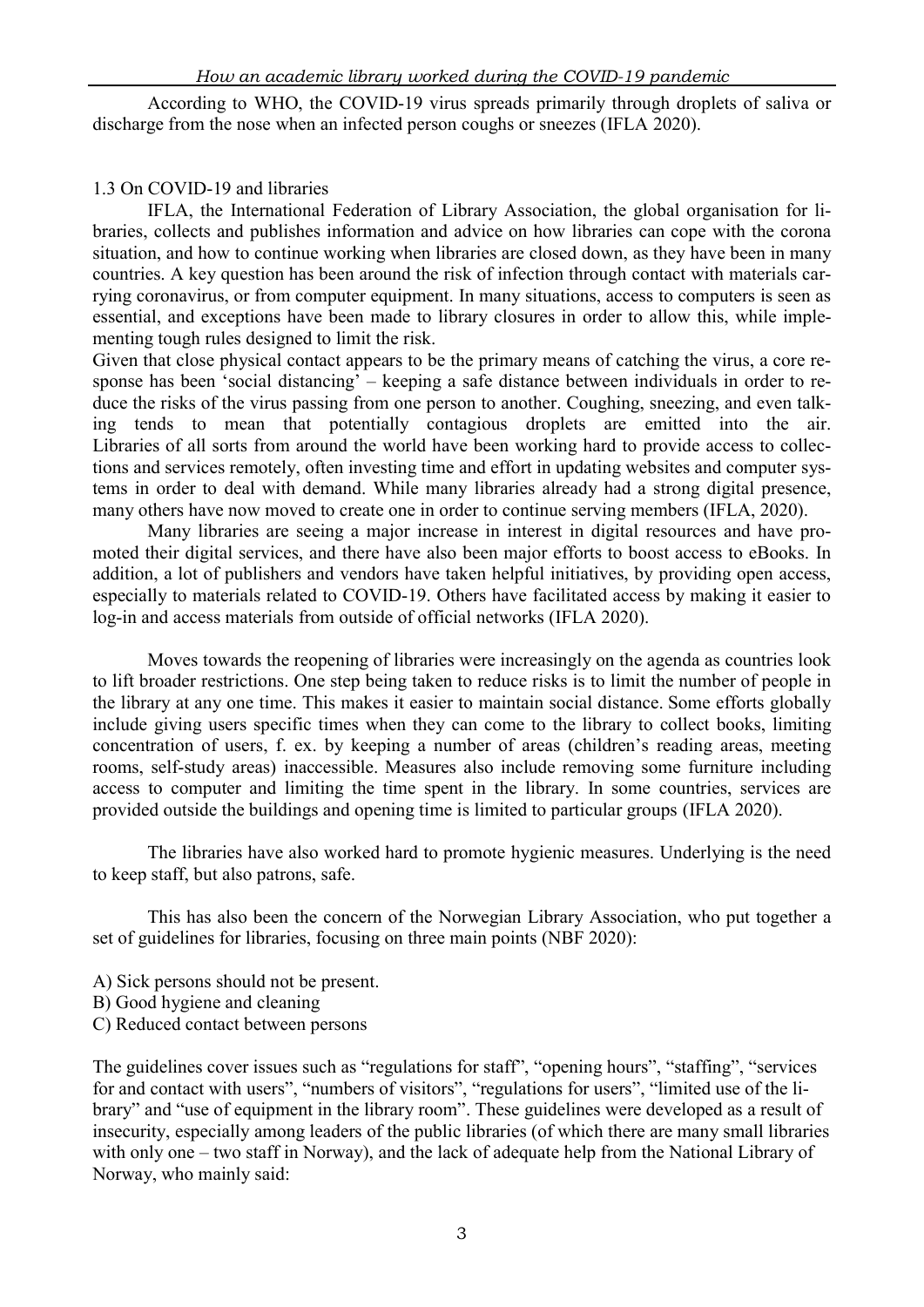According to WHO, the COVID-19 virus spreads primarily through droplets of saliva or discharge from the nose when an infected person coughs or sneezes (IFLA 2020).

### 1.3 On COVID-19 and libraries

IFLA, the International Federation of Library Association, the global organisation for libraries, collects and publishes information and advice on how libraries can cope with the corona situation, and how to continue working when libraries are closed down, as they have been in many countries. A key question has been around the risk of infection through contact with materials carrying coronavirus, or from computer equipment. In many situations, access to computers is seen as essential, and exceptions have been made to library closures in order to allow this, while implementing tough rules designed to limit the risk.

Given that close physical contact appears to be the primary means of catching the virus, a core response has been 'social distancing' – keeping a safe distance between individuals in order to reduce the risks of the virus passing from one person to another. Coughing, sneezing, and even talking tends to mean that potentially contagious droplets are emitted into the air. Libraries of all sorts from around the world have been working hard to provide access to collections and services remotely, often investing time and effort in updating websites and computer systems in order to deal with demand. While many libraries already had a strong digital presence, many others have now moved to create one in order to continue serving members (IFLA, 2020).

Many libraries are seeing a major increase in interest in digital resources and have promoted their digital services, and there have also been major efforts to boost access to eBooks. In addition, a lot of publishers and vendors have taken helpful initiatives, by providing open access, especially to materials related to COVID-19. Others have facilitated access by making it easier to log-in and access materials from outside of official networks (IFLA 2020).

Moves towards the reopening of libraries were increasingly on the agenda as countries look to lift broader restrictions. One step being taken to reduce risks is to limit the number of people in the library at any one time. This makes it easier to maintain social distance. Some efforts globally include giving users specific times when they can come to the library to collect books, limiting concentration of users, f. ex. by keeping a number of areas (children's reading areas, meeting rooms, self-study areas) inaccessible. Measures also include removing some furniture including access to computer and limiting the time spent in the library. In some countries, services are provided outside the buildings and opening time is limited to particular groups (IFLA 2020).

The libraries have also worked hard to promote hygienic measures. Underlying is the need to keep staff, but also patrons, safe.

This has also been the concern of the Norwegian Library Association, who put together a set of guidelines for libraries, focusing on three main points (NBF 2020):

A) Sick persons should not be present.
B) Good hygiene and cleaning
C) Reduced contact between persons

The guidelines cover issues such as "regulations for staff", "opening hours", "staffing", "services for and contact with users", "numbers of visitors", "regulations for users", "limited use of the library" and "use of equipment in the library room". These guidelines were developed as a result of insecurity, especially among leaders of the public libraries (of which there are many small libraries with only one – two staff in Norway), and the lack of adequate help from the National Library of Norway, who mainly said: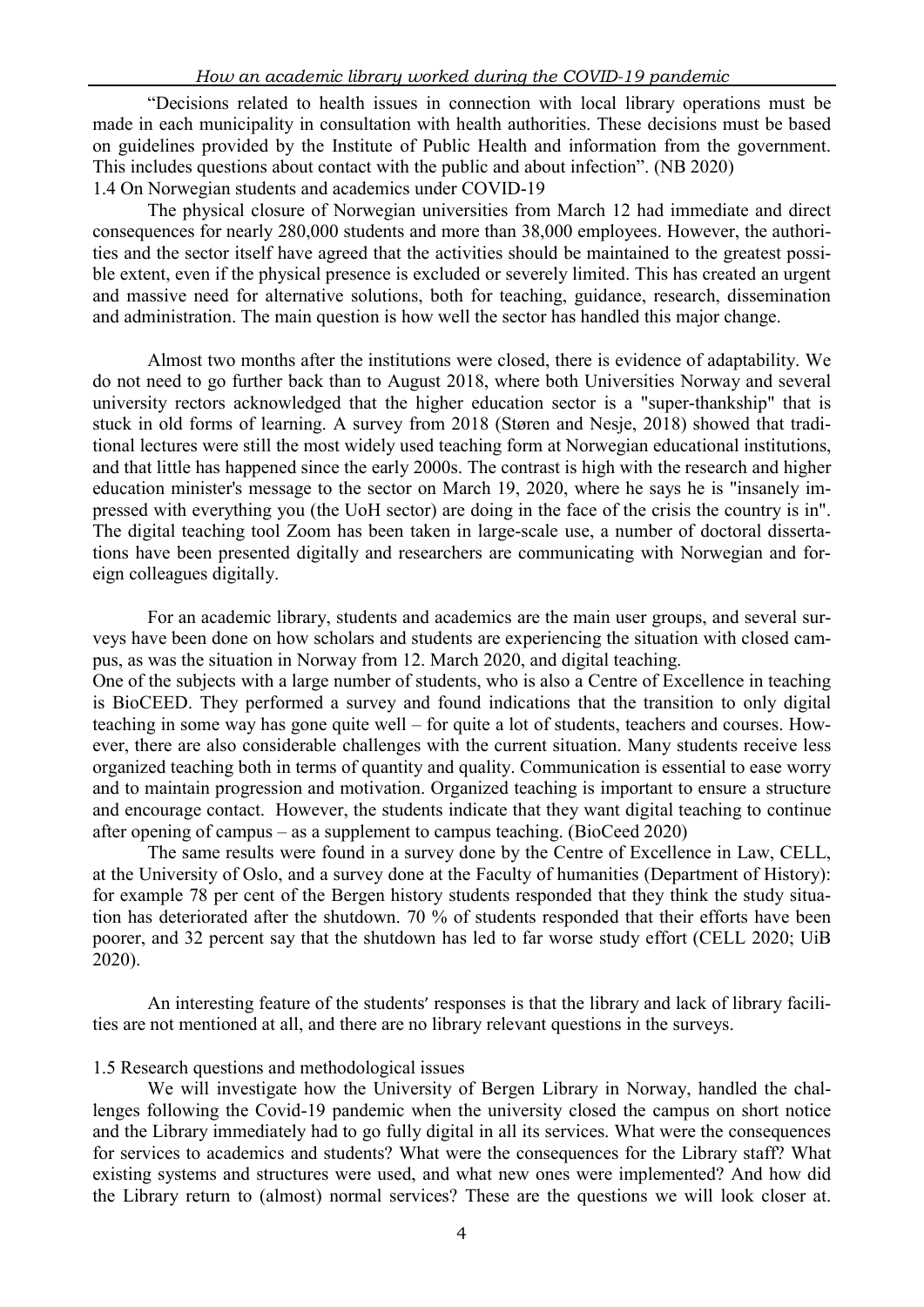"Decisions related to health issues in connection with local library operations must be made in each municipality in consultation with health authorities. These decisions must be based on guidelines provided by the Institute of Public Health and information from the government. This includes questions about contact with the public and about infection". (NB 2020)

### 1.4 On Norwegian students and academics under COVID-19

The physical closure of Norwegian universities from March 12 had immediate and direct consequences for nearly 280,000 students and more than 38,000 employees. However, the authorities and the sector itself have agreed that the activities should be maintained to the greatest possible extent, even if the physical presence is excluded or severely limited. This has created an urgent and massive need for alternative solutions, both for teaching, guidance, research, dissemination and administration. The main question is how well the sector has handled this major change.

Almost two months after the institutions were closed, there is evidence of adaptability. We do not need to go further back than to August 2018, where both Universities Norway and several university rectors acknowledged that the higher education sector is a "super-thankship" that is stuck in old forms of learning. A survey from 2018 (Støren and Nesje, 2018) showed that traditional lectures were still the most widely used teaching form at Norwegian educational institutions, and that little has happened since the early 2000s. The contrast is high with the research and higher education minister's message to the sector on March 19, 2020, where he says he is "insanely impressed with everything you (the UoH sector) are doing in the face of the crisis the country is in". The digital teaching tool Zoom has been taken in large-scale use, a number of doctoral dissertations have been presented digitally and researchers are communicating with Norwegian and foreign colleagues digitally.

For an academic library, students and academics are the main user groups, and several surveys have been done on how scholars and students are experiencing the situation with closed campus, as was the situation in Norway from 12. March 2020, and digital teaching.

One of the subjects with a large number of students, who is also a Centre of Excellence in teaching is BioCEED. They performed a survey and found indications that the transition to only digital teaching in some way has gone quite well – for quite a lot of students, teachers and courses. However, there are also considerable challenges with the current situation. Many students receive less organized teaching both in terms of quantity and quality. Communication is essential to ease worry and to maintain progression and motivation. Organized teaching is important to ensure a structure and encourage contact. However, the students indicate that they want digital teaching to continue after opening of campus – as a supplement to campus teaching. (BioCeed 2020)

The same results were found in a survey done by the Centre of Excellence in Law, CELL, at the University of Oslo, and a survey done at the Faculty of humanities (Department of History): for example 78 per cent of the Bergen history students responded that they think the study situation has deteriorated after the shutdown. 70 % of students responded that their efforts have been poorer, and 32 percent say that the shutdown has led to far worse study effort (CELL 2020; UiB 2020).

An interesting feature of the students' responses is that the library and lack of library facilities are not mentioned at all, and there are no library relevant questions in the surveys.

### 1.5 Research questions and methodological issues

We will investigate how the University of Bergen Library in Norway, handled the challenges following the Covid-19 pandemic when the university closed the campus on short notice and the Library immediately had to go fully digital in all its services. What were the consequences for services to academics and students? What were the consequences for the Library staff? What existing systems and structures were used, and what new ones were implemented? And how did the Library return to (almost) normal services? These are the questions we will look closer at.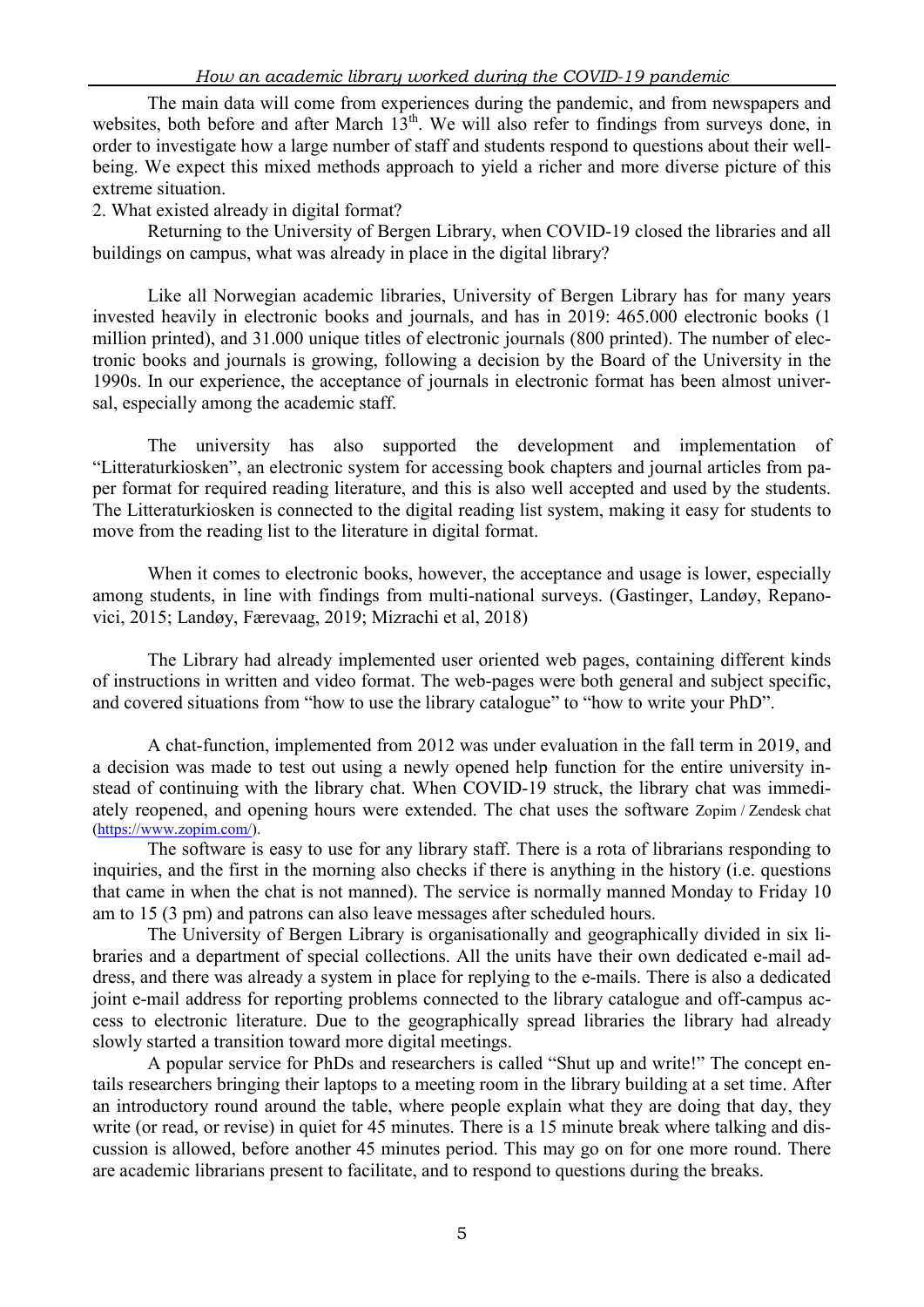The main data will come from experiences during the pandemic, and from newspapers and websites, both before and after March 13th. We will also refer to findings from surveys done, in order to investigate how a large number of staff and students respond to questions about their well-being. We expect this mixed methods approach to yield a richer and more diverse picture of this extreme situation.

## 2. What existed already in digital format?

Returning to the University of Bergen Library, when COVID-19 closed the libraries and all buildings on campus, what was already in place in the digital library?

Like all Norwegian academic libraries, University of Bergen Library has for many years invested heavily in electronic books and journals, and has in 2019: 465.000 electronic books (1 million printed), and 31.000 unique titles of electronic journals (800 printed). The number of electronic books and journals is growing, following a decision by the Board of the University in the 1990s. In our experience, the acceptance of journals in electronic format has been almost universal, especially among the academic staff.

The university has also supported the development and implementation of "Litteraturkiosken", an electronic system for accessing book chapters and journal articles from paper format for required reading literature, and this is also well accepted and used by the students. The Litteraturkiosken is connected to the digital reading list system, making it easy for students to move from the reading list to the literature in digital format.

When it comes to electronic books, however, the acceptance and usage is lower, especially among students, in line with findings from multi-national surveys. (Gastinger, Landøy, Repanovici, 2015; Landøy, Færevaag, 2019; Mizrachi et al, 2018)

The Library had already implemented user oriented web pages, containing different kinds of instructions in written and video format. The web-pages were both general and subject specific, and covered situations from "how to use the library catalogue" to "how to write your PhD".

A chat-function, implemented from 2012 was under evaluation in the fall term in 2019, and a decision was made to test out using a newly opened help function for the entire university instead of continuing with the library chat. When COVID-19 struck, the library chat was immediately reopened, and opening hours were extended. The chat uses the software Zopim / Zendesk chat (https://www.zopim.com/).

The software is easy to use for any library staff. There is a rota of librarians responding to inquiries, and the first in the morning also checks if there is anything in the history (i.e. questions that came in when the chat is not manned). The service is normally manned Monday to Friday 10 am to 15 (3 pm) and patrons can also leave messages after scheduled hours.

The University of Bergen Library is organisationally and geographically divided in six libraries and a department of special collections. All the units have their own dedicated e-mail address, and there was already a system in place for replying to the e-mails. There is also a dedicated joint e-mail address for reporting problems connected to the library catalogue and off-campus access to electronic literature. Due to the geographically spread libraries the library had already slowly started a transition toward more digital meetings.

A popular service for PhDs and researchers is called "Shut up and write!" The concept entails researchers bringing their laptops to a meeting room in the library building at a set time. After an introductory round around the table, where people explain what they are doing that day, they write (or read, or revise) in quiet for 45 minutes. There is a 15 minute break where talking and discussion is allowed, before another 45 minutes period. This may go on for one more round. There are academic librarians present to facilitate, and to respond to questions during the breaks.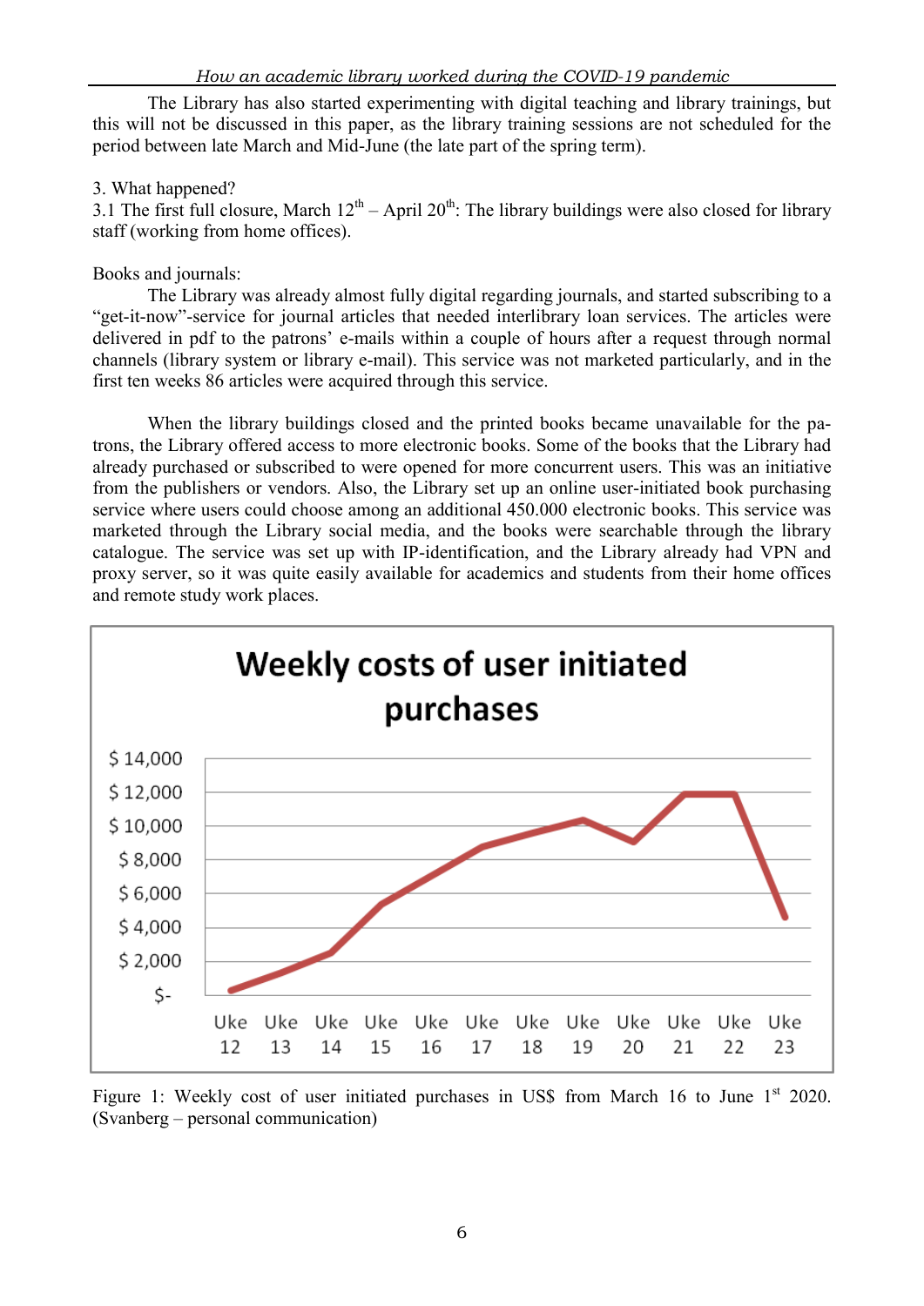The Library has also started experimenting with digital teaching and library trainings, but this will not be discussed in this paper, as the library training sessions are not scheduled for the period between late March and Mid-June (the late part of the spring term).

3. What happened?

3.1 The first full closure, March 12th – April 20th: The library buildings were also closed for library staff (working from home offices).

Books and journals:

The Library was already almost fully digital regarding journals, and started subscribing to a "get-it-now"-service for journal articles that needed interlibrary loan services. The articles were delivered in pdf to the patrons' e-mails within a couple of hours after a request through normal channels (library system or library e-mail). This service was not marketed particularly, and in the first ten weeks 86 articles were acquired through this service.

When the library buildings closed and the printed books became unavailable for the patrons, the Library offered access to more electronic books. Some of the books that the Library had already purchased or subscribed to were opened for more concurrent users. This was an initiative from the publishers or vendors. Also, the Library set up an online user-initiated book purchasing service where users could choose among an additional 450.000 electronic books. This service was marketed through the Library social media, and the books were searchable through the library catalogue. The service was set up with IP-identification, and the Library already had VPN and proxy server, so it was quite easily available for academics and students from their home offices and remote study work places.

Figure 1: Weekly cost of user initiated purchases in US$ from March 16 to June 1st 2020. (Svanberg – personal communication)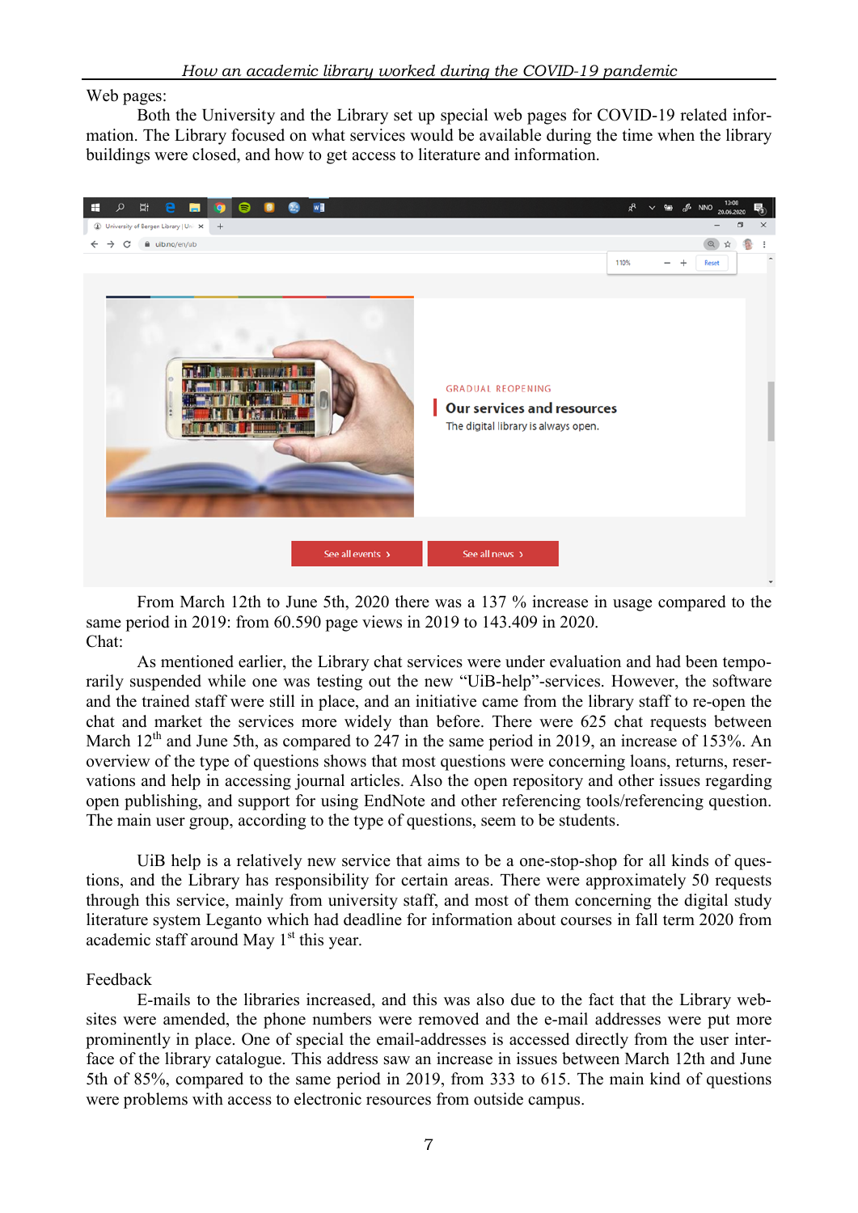Web pages:

Both the University and the Library set up special web pages for COVID-19 related information. The Library focused on what services would be available during the time when the library buildings were closed, and how to get access to literature and information.

From March 12th to June 5th, 2020 there was a 137 % increase in usage compared to the same period in 2019: from 60.590 page views in 2019 to 143.409 in 2020.

Chat:

As mentioned earlier, the Library chat services were under evaluation and had been temporarily suspended while one was testing out the new "UiB-help"-services. However, the software and the trained staff were still in place, and an initiative came from the library staff to re-open the chat and market the services more widely than before. There were 625 chat requests between March 12th and June 5th, as compared to 247 in the same period in 2019, an increase of 153%. An overview of the type of questions shows that most questions were concerning loans, returns, reservations and help in accessing journal articles. Also the open repository and other issues regarding open publishing, and support for using EndNote and other referencing tools/referencing question. The main user group, according to the type of questions, seem to be students.

UiB help is a relatively new service that aims to be a one-stop-shop for all kinds of questions, and the Library has responsibility for certain areas. There were approximately 50 requests through this service, mainly from university staff, and most of them concerning the digital study literature system Leganto which had deadline for information about courses in fall term 2020 from academic staff around May 1st this year.

Feedback

E-mails to the libraries increased, and this was also due to the fact that the Library websites were amended, the phone numbers were removed and the e-mail addresses were put more prominently in place. One of special the email-addresses is accessed directly from the user interface of the library catalogue. This address saw an increase in issues between March 12th and June 5th of 85%, compared to the same period in 2019, from 333 to 615. The main kind of questions were problems with access to electronic resources from outside campus.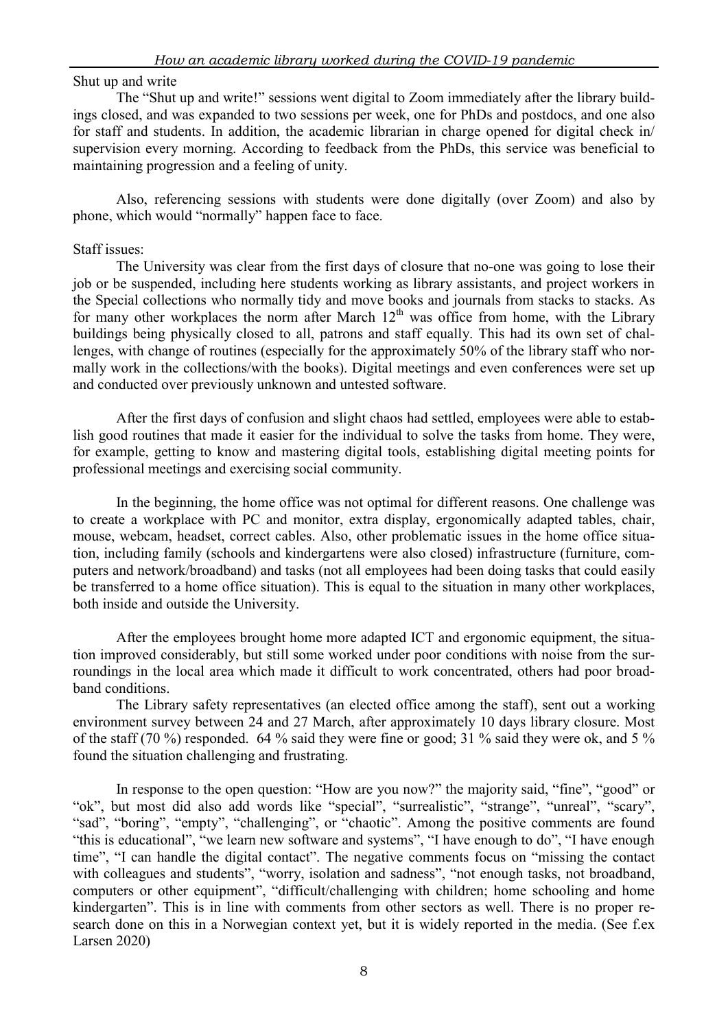Shut up and write

The "Shut up and write!" sessions went digital to Zoom immediately after the library buildings closed, and was expanded to two sessions per week, one for PhDs and postdocs, and one also for staff and students. In addition, the academic librarian in charge opened for digital check in/ supervision every morning. According to feedback from the PhDs, this service was beneficial to maintaining progression and a feeling of unity.

Also, referencing sessions with students were done digitally (over Zoom) and also by phone, which would "normally" happen face to face.

Staff issues:

The University was clear from the first days of closure that no-one was going to lose their job or be suspended, including here students working as library assistants, and project workers in the Special collections who normally tidy and move books and journals from stacks to stacks. As for many other workplaces the norm after March 12th was office from home, with the Library buildings being physically closed to all, patrons and staff equally. This had its own set of challenges, with change of routines (especially for the approximately 50% of the library staff who normally work in the collections/with the books). Digital meetings and even conferences were set up and conducted over previously unknown and untested software.

After the first days of confusion and slight chaos had settled, employees were able to establish good routines that made it easier for the individual to solve the tasks from home. They were, for example, getting to know and mastering digital tools, establishing digital meeting points for professional meetings and exercising social community.

In the beginning, the home office was not optimal for different reasons. One challenge was to create a workplace with PC and monitor, extra display, ergonomically adapted tables, chair, mouse, webcam, headset, correct cables. Also, other problematic issues in the home office situation, including family (schools and kindergartens were also closed) infrastructure (furniture, computers and network/broadband) and tasks (not all employees had been doing tasks that could easily be transferred to a home office situation). This is equal to the situation in many other workplaces, both inside and outside the University.

After the employees brought home more adapted ICT and ergonomic equipment, the situation improved considerably, but still some worked under poor conditions with noise from the surroundings in the local area which made it difficult to work concentrated, others had poor broadband conditions.

The Library safety representatives (an elected office among the staff), sent out a working environment survey between 24 and 27 March, after approximately 10 days library closure. Most of the staff (70 %) responded. 64 % said they were fine or good; 31 % said they were ok, and 5 % found the situation challenging and frustrating.

In response to the open question: "How are you now?" the majority said, "fine", "good" or "ok", but most did also add words like "special", "surrealistic", "strange", "unreal", "scary", "sad", "boring", "empty", "challenging", or "chaotic". Among the positive comments are found "this is educational", "we learn new software and systems", "I have enough to do", "I have enough time", "I can handle the digital contact". The negative comments focus on "missing the contact with colleagues and students", "worry, isolation and sadness", "not enough tasks, not broadband, computers or other equipment", "difficult/challenging with children; home schooling and home kindergarten". This is in line with comments from other sectors as well. There is no proper research done on this in a Norwegian context yet, but it is widely reported in the media. (See f.ex Larsen 2020)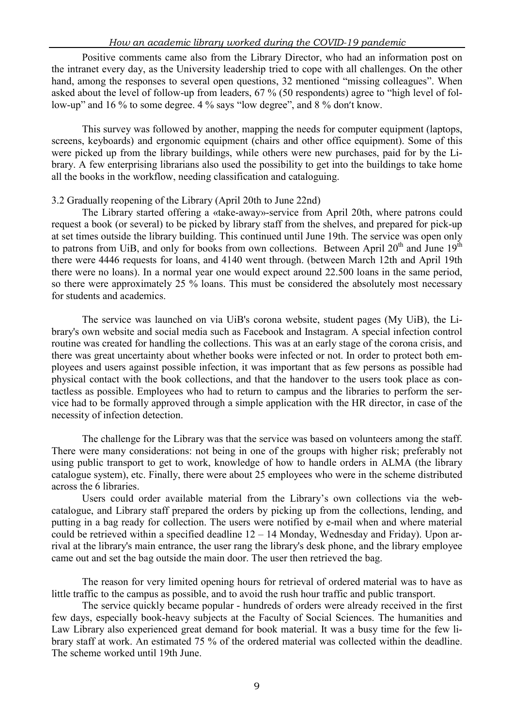Positive comments came also from the Library Director, who had an information post on the intranet every day, as the University leadership tried to cope with all challenges. On the other hand, among the responses to several open questions, 32 mentioned "missing colleagues". When asked about the level of follow-up from leaders, 67 % (50 respondents) agree to "high level of follow-up" and 16 % to some degree. 4 % says "low degree", and 8 % don′t know.

This survey was followed by another, mapping the needs for computer equipment (laptops, screens, keyboards) and ergonomic equipment (chairs and other office equipment). Some of this were picked up from the library buildings, while others were new purchases, paid for by the Library. A few enterprising librarians also used the possibility to get into the buildings to take home all the books in the workflow, needing classification and cataloguing.

3.2 Gradually reopening of the Library (April 20th to June 22nd)

The Library started offering a «take-away»-service from April 20th, where patrons could request a book (or several) to be picked by library staff from the shelves, and prepared for pick-up at set times outside the library building. This continued until June 19th. The service was open only to patrons from UiB, and only for books from own collections. Between April 20th and June 19th there were 4446 requests for loans, and 4140 went through. (between March 12th and April 19th there were no loans). In a normal year one would expect around 22.500 loans in the same period, so there were approximately 25 % loans. This must be considered the absolutely most necessary for students and academics.

The service was launched on via UiB's corona website, student pages (My UiB), the Library's own website and social media such as Facebook and Instagram. A special infection control routine was created for handling the collections. This was at an early stage of the corona crisis, and there was great uncertainty about whether books were infected or not. In order to protect both employees and users against possible infection, it was important that as few persons as possible had physical contact with the book collections, and that the handover to the users took place as contactless as possible. Employees who had to return to campus and the libraries to perform the service had to be formally approved through a simple application with the HR director, in case of the necessity of infection detection.

The challenge for the Library was that the service was based on volunteers among the staff. There were many considerations: not being in one of the groups with higher risk; preferably not using public transport to get to work, knowledge of how to handle orders in ALMA (the library catalogue system), etc. Finally, there were about 25 employees who were in the scheme distributed across the 6 libraries.

Users could order available material from the Library's own collections via the web-catalogue, and Library staff prepared the orders by picking up from the collections, lending, and putting in a bag ready for collection. The users were notified by e-mail when and where material could be retrieved within a specified deadline 12 – 14 Monday, Wednesday and Friday). Upon arrival at the library's main entrance, the user rang the library's desk phone, and the library employee came out and set the bag outside the main door. The user then retrieved the bag.

The reason for very limited opening hours for retrieval of ordered material was to have as little traffic to the campus as possible, and to avoid the rush hour traffic and public transport.

The service quickly became popular - hundreds of orders were already received in the first few days, especially book-heavy subjects at the Faculty of Social Sciences. The humanities and Law Library also experienced great demand for book material. It was a busy time for the few library staff at work. An estimated 75 % of the ordered material was collected within the deadline. The scheme worked until 19th June.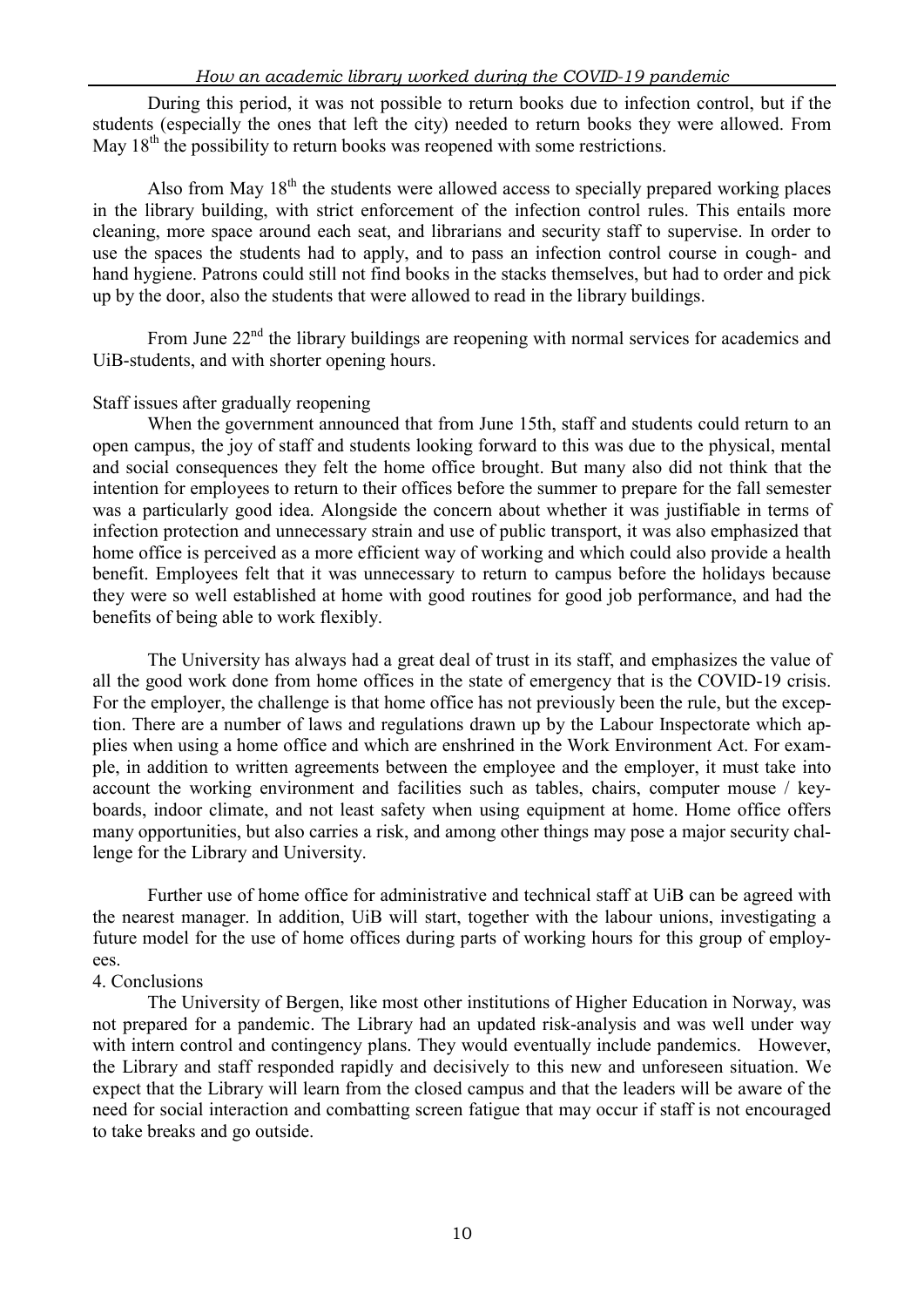During this period, it was not possible to return books due to infection control, but if the students (especially the ones that left the city) needed to return books they were allowed. From May 18th the possibility to return books was reopened with some restrictions.

Also from May 18th the students were allowed access to specially prepared working places in the library building, with strict enforcement of the infection control rules. This entails more cleaning, more space around each seat, and librarians and security staff to supervise. In order to use the spaces the students had to apply, and to pass an infection control course in cough- and hand hygiene. Patrons could still not find books in the stacks themselves, but had to order and pick up by the door, also the students that were allowed to read in the library buildings.

From June 22nd the library buildings are reopening with normal services for academics and UiB-students, and with shorter opening hours.

Staff issues after gradually reopening

When the government announced that from June 15th, staff and students could return to an open campus, the joy of staff and students looking forward to this was due to the physical, mental and social consequences they felt the home office brought. But many also did not think that the intention for employees to return to their offices before the summer to prepare for the fall semester was a particularly good idea. Alongside the concern about whether it was justifiable in terms of infection protection and unnecessary strain and use of public transport, it was also emphasized that home office is perceived as a more efficient way of working and which could also provide a health benefit. Employees felt that it was unnecessary to return to campus before the holidays because they were so well established at home with good routines for good job performance, and had the benefits of being able to work flexibly.

The University has always had a great deal of trust in its staff, and emphasizes the value of all the good work done from home offices in the state of emergency that is the COVID-19 crisis. For the employer, the challenge is that home office has not previously been the rule, but the exception. There are a number of laws and regulations drawn up by the Labour Inspectorate which applies when using a home office and which are enshrined in the Work Environment Act. For example, in addition to written agreements between the employee and the employer, it must take into account the working environment and facilities such as tables, chairs, computer mouse / keyboards, indoor climate, and not least safety when using equipment at home. Home office offers many opportunities, but also carries a risk, and among other things may pose a major security challenge for the Library and University.

Further use of home office for administrative and technical staff at UiB can be agreed with the nearest manager. In addition, UiB will start, together with the labour unions, investigating a future model for the use of home offices during parts of working hours for this group of employees.

## 4. Conclusions

The University of Bergen, like most other institutions of Higher Education in Norway, was not prepared for a pandemic. The Library had an updated risk-analysis and was well under way with intern control and contingency plans. They would eventually include pandemics. However, the Library and staff responded rapidly and decisively to this new and unforeseen situation. We expect that the Library will learn from the closed campus and that the leaders will be aware of the need for social interaction and combatting screen fatigue that may occur if staff is not encouraged to take breaks and go outside.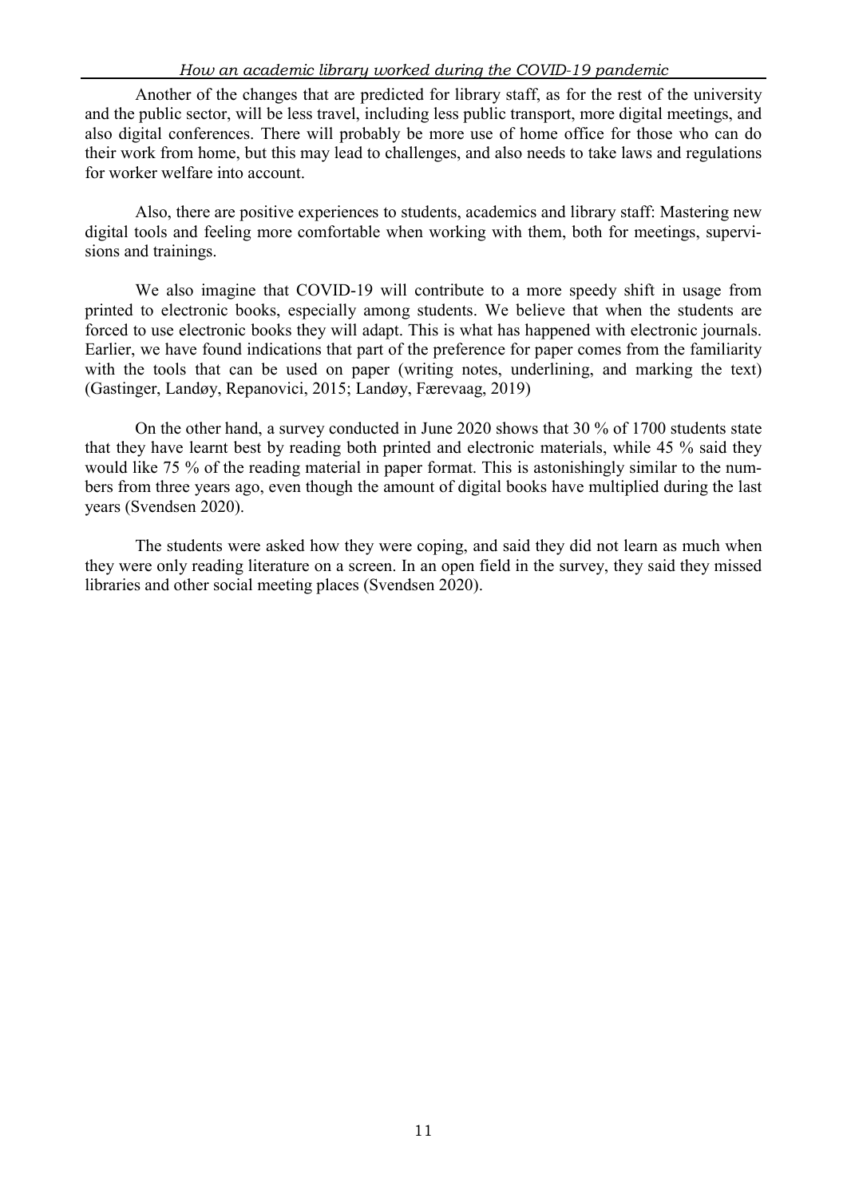Another of the changes that are predicted for library staff, as for the rest of the university and the public sector, will be less travel, including less public transport, more digital meetings, and also digital conferences. There will probably be more use of home office for those who can do their work from home, but this may lead to challenges, and also needs to take laws and regulations for worker welfare into account.

Also, there are positive experiences to students, academics and library staff: Mastering new digital tools and feeling more comfortable when working with them, both for meetings, supervisions and trainings.

We also imagine that COVID-19 will contribute to a more speedy shift in usage from printed to electronic books, especially among students. We believe that when the students are forced to use electronic books they will adapt. This is what has happened with electronic journals. Earlier, we have found indications that part of the preference for paper comes from the familiarity with the tools that can be used on paper (writing notes, underlining, and marking the text) (Gastinger, Landøy, Repanovici, 2015; Landøy, Færevaag, 2019)

On the other hand, a survey conducted in June 2020 shows that 30 % of 1700 students state that they have learnt best by reading both printed and electronic materials, while 45 % said they would like 75 % of the reading material in paper format. This is astonishingly similar to the numbers from three years ago, even though the amount of digital books have multiplied during the last years (Svendsen 2020).

The students were asked how they were coping, and said they did not learn as much when they were only reading literature on a screen. In an open field in the survey, they said they missed libraries and other social meeting places (Svendsen 2020).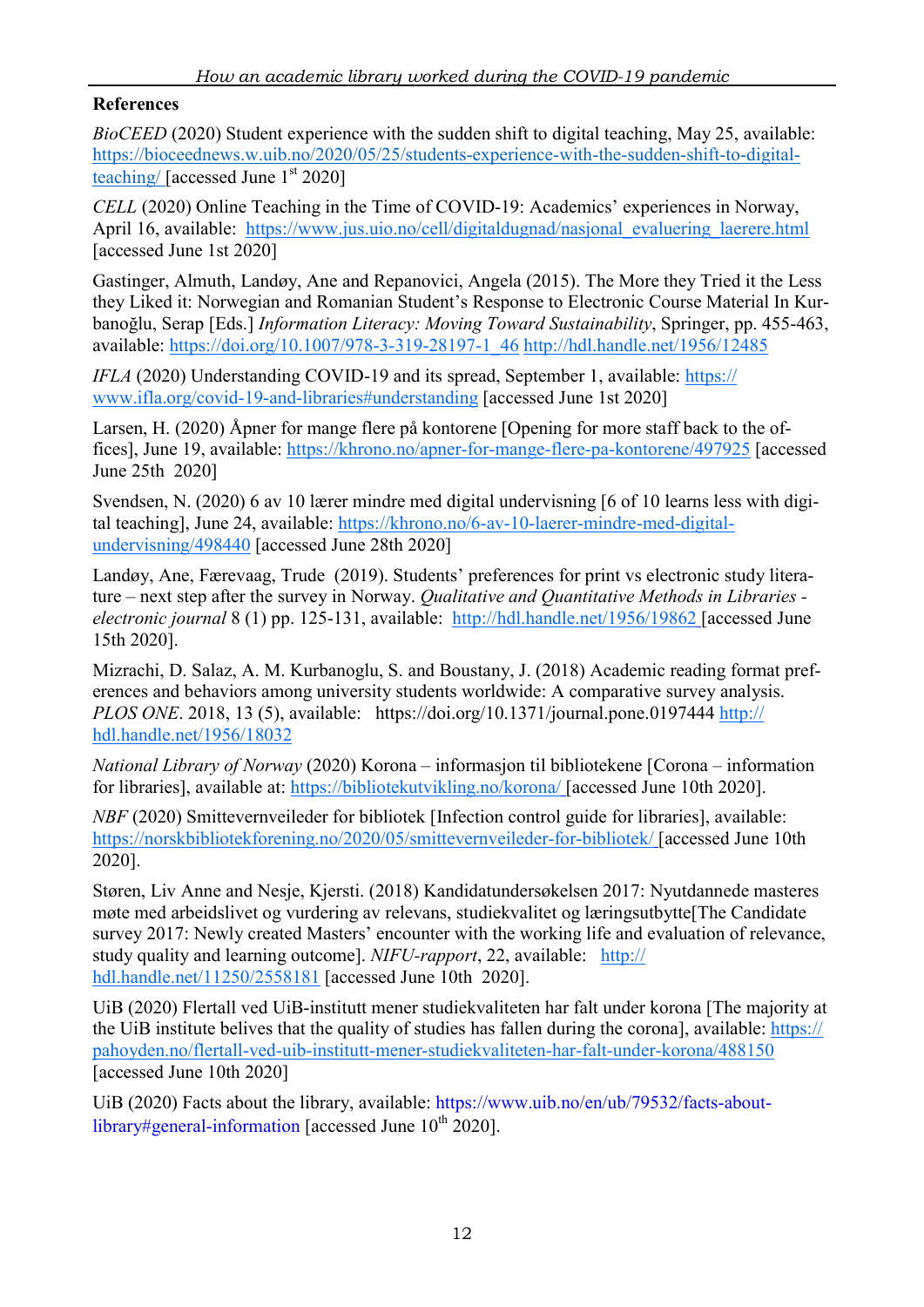## References

*BioCEED* (2020) Student experience with the sudden shift to digital teaching, May 25, available: https://bioceednews.w.uib.no/2020/05/25/students-experience-with-the-sudden-shift-to-digital-teaching/ [accessed June 1st 2020]

*CELL* (2020) Online Teaching in the Time of COVID-19: Academics' experiences in Norway, April 16, available: https://www.jus.uio.no/cell/digitaldugnad/nasjonal_evaluering_laerere.html [accessed June 1st 2020]

Gastinger, Almuth, Landøy, Ane and Repanovici, Angela (2015). The More they Tried it the Less they Liked it: Norwegian and Romanian Student's Response to Electronic Course Material In Kurbanoğlu, Serap [Eds.] *Information Literacy: Moving Toward Sustainability*, Springer, pp. 455-463, available: https://doi.org/10.1007/978-3-319-28197-1_46 http://hdl.handle.net/1956/12485

*IFLA* (2020) Understanding COVID-19 and its spread, September 1, available: https://www.ifla.org/covid-19-and-libraries#understanding [accessed June 1st 2020]

Larsen, H. (2020) Åpner for mange flere på kontorene [Opening for more staff back to the offices], June 19, available: https://khrono.no/apner-for-mange-flere-pa-kontorene/497925 [accessed June 25th 2020]

Svendsen, N. (2020) 6 av 10 lærer mindre med digital undervisning [6 of 10 learns less with digital teaching], June 24, available: https://khrono.no/6-av-10-laerer-mindre-med-digital-undervisning/498440 [accessed June 28th 2020]

Landøy, Ane, Færevaag, Trude (2019). Students' preferences for print vs electronic study literature – next step after the survey in Norway. *Qualitative and Quantitative Methods in Libraries - electronic journal* 8 (1) pp. 125-131, available: http://hdl.handle.net/1956/19862 [accessed June 15th 2020].

Mizrachi, D. Salaz, A. M. Kurbanoglu, S. and Boustany, J. (2018) Academic reading format preferences and behaviors among university students worldwide: A comparative survey analysis. *PLOS ONE*. 2018, 13 (5), available: https://doi.org/10.1371/journal.pone.0197444 http://hdl.handle.net/1956/18032

*National Library of Norway* (2020) Korona – informasjon til bibliotekene [Corona – information for libraries], available at: https://bibliotekutvikling.no/korona/ [accessed June 10th 2020].

*NBF* (2020) Smittevernveileder for bibliotek [Infection control guide for libraries], available: https://norskbibliotekforening.no/2020/05/smittevernveileder-for-bibliotek/ [accessed June 10th 2020].

Støren, Liv Anne and Nesje, Kjersti. (2018) Kandidatundersøkelsen 2017: Nyutdannede masteres møte med arbeidslivet og vurdering av relevans, studiekvalitet og læringsutbytte[The Candidate survey 2017: Newly created Masters' encounter with the working life and evaluation of relevance, study quality and learning outcome]. *NIFU-rapport*, 22, available: http://hdl.handle.net/11250/2558181 [accessed June 10th 2020].

UiB (2020) Flertall ved UiB-institutt mener studiekvaliteten har falt under korona [The majority at the UiB institute belives that the quality of studies has fallen during the corona], available: https://pahoyden.no/flertall-ved-uib-institutt-mener-studiekvaliteten-har-falt-under-korona/488150 [accessed June 10th 2020]

UiB (2020) Facts about the library, available: https://www.uib.no/en/ub/79532/facts-about-library#general-information [accessed June 10th 2020].